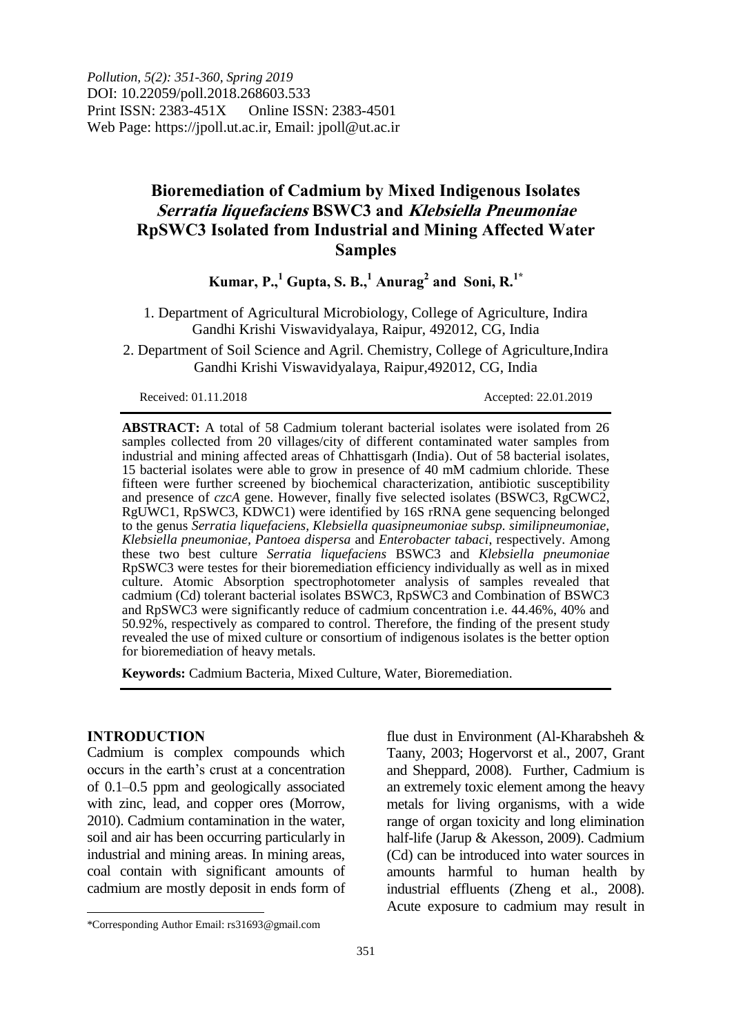# Bioremediation of Cadmium by Mixed Indigenous Isolates *Serratia liquefaciens* BSWC3 and *Klebsiella Pneumoniae* RpSWC3 Isolated from Industrial and Mining Affected Water Samples

**Kumar, P.,[1] Gupta, S. B.,[1] Anurag[2] and Soni, R.[1*]**

1. Department of Agricultural Microbiology, College of Agriculture, Indira Gandhi Krishi Viswavidyalaya, Raipur, 492012, CG, India

2. Department of Soil Science and Agril. Chemistry, College of Agriculture,Indira Gandhi Krishi Viswavidyalaya, Raipur,492012, CG, India

Received: 01.11.2018 Accepted: 22.01.2019

**ABSTRACT:** A total of 58 Cadmium tolerant bacterial isolates were isolated from 26 samples collected from 20 villages/city of different contaminated water samples from industrial and mining affected areas of Chhattisgarh (India). Out of 58 bacterial isolates, 15 bacterial isolates were able to grow in presence of 40 mM cadmium chloride. These fifteen were further screened by biochemical characterization, antibiotic susceptibility and presence of *czcA* gene. However, finally five selected isolates (BSWC3, RgCWC2, RgUWC1, RpSWC3, KDWC1) were identified by 16S rRNA gene sequencing belonged to the genus *Serratia liquefaciens, Klebsiella quasipneumoniae subsp. similipneumoniae, Klebsiella pneumoniae, Pantoea dispersa* and *Enterobacter tabaci*, respectively. Among these two best culture *Serratia liquefaciens* BSWC3 and *Klebsiella pneumoniae* RpSWC3 were testes for their bioremediation efficiency individually as well as in mixed culture. Atomic Absorption spectrophotometer analysis of samples revealed that cadmium (Cd) tolerant bacterial isolates BSWC3, RpSWC3 and Combination of BSWC3 and RpSWC3 were significantly reduce of cadmium concentration i.e. 44.46%, 40% and 50.92%, respectively as compared to control. Therefore, the finding of the present study revealed the use of mixed culture or consortium of indigenous isolates is the better option for bioremediation of heavy metals.

**Keywords:** Cadmium Bacteria, Mixed Culture, Water, Bioremediation.

## INTRODUCTION

Cadmium is complex compounds which occurs in the earth's crust at a concentration of 0.1–0.5 ppm and geologically associated with zinc, lead, and copper ores (Morrow, 2010). Cadmium contamination in the water, soil and air has been occurring particularly in industrial and mining areas. In mining areas, coal contain with significant amounts of cadmium are mostly deposit in ends form of flue dust in Environment (Al-Kharabsheh & Taany, 2003; Hogervorst et al., 2007, Grant and Sheppard, 2008). Further, Cadmium is an extremely toxic element among the heavy metals for living organisms, with a wide range of organ toxicity and long elimination half-life (Jarup & Akesson, 2009). Cadmium (Cd) can be introduced into water sources in amounts harmful to human health by industrial effluents (Zheng et al., 2008). Acute exposure to cadmium may result in

*Corresponding Author Email: rs31693@gmail.com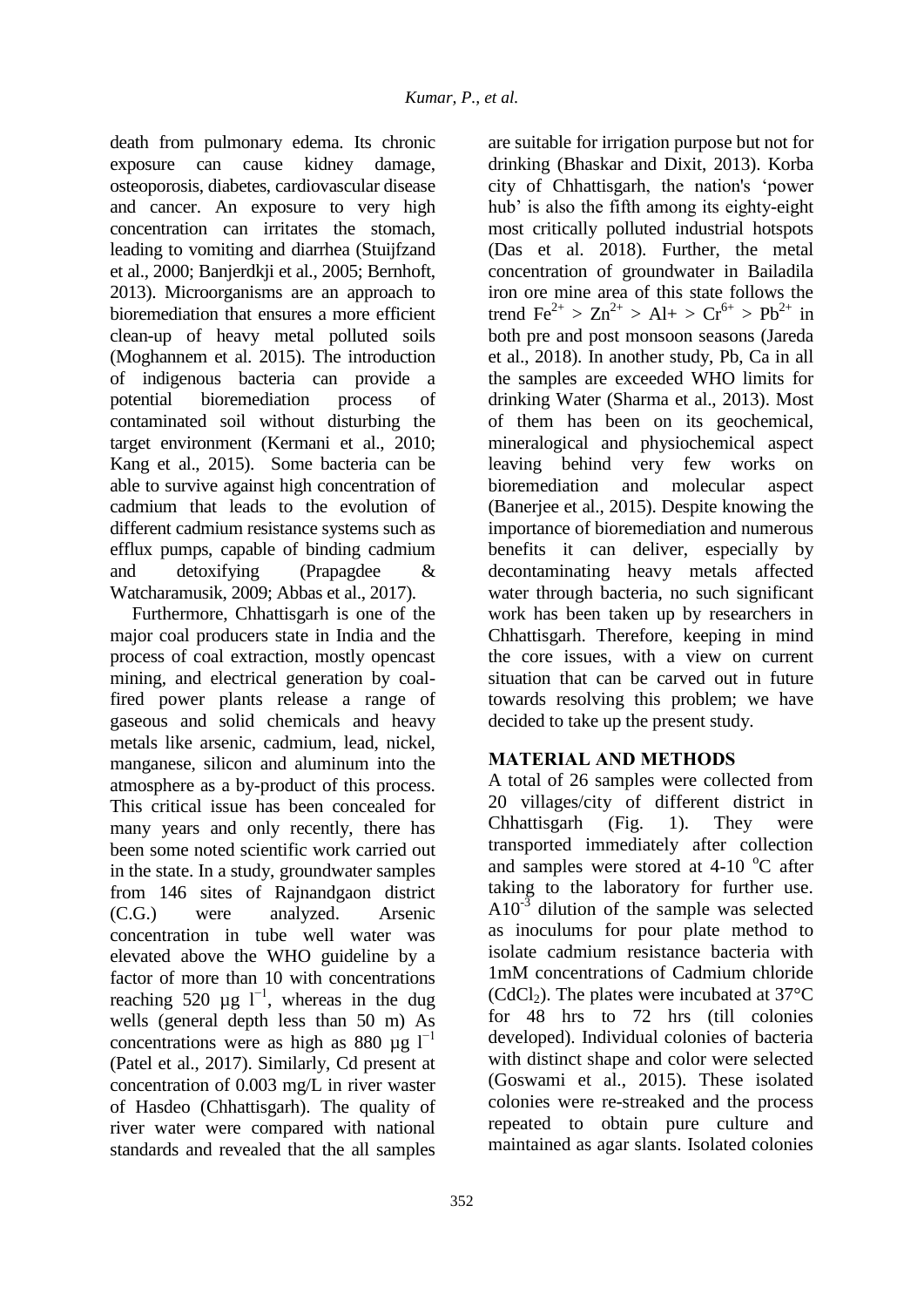death from pulmonary edema. Its chronic exposure can cause kidney damage, osteoporosis, diabetes, cardiovascular disease and cancer. An exposure to very high concentration can irritates the stomach, leading to vomiting and diarrhea (Stuijfzand et al., 2000; Banjerdkji et al., 2005; Bernhoft, 2013). Microorganisms are an approach to bioremediation that ensures a more efficient clean-up of heavy metal polluted soils (Moghannem et al. 2015). The introduction of indigenous bacteria can provide a potential bioremediation process of contaminated soil without disturbing the target environment (Kermani et al., 2010; Kang et al., 2015). Some bacteria can be able to survive against high concentration of cadmium that leads to the evolution of different cadmium resistance systems such as efflux pumps, capable of binding cadmium and detoxifying (Prapagdee & Watcharamusik, 2009; Abbas et al., 2017).

Furthermore, Chhattisgarh is one of the major coal producers state in India and the process of coal extraction, mostly opencast mining, and electrical generation by coal-fired power plants release a range of gaseous and solid chemicals and heavy metals like arsenic, cadmium, lead, nickel, manganese, silicon and aluminum into the atmosphere as a by-product of this process. This critical issue has been concealed for many years and only recently, there has been some noted scientific work carried out in the state. In a study, groundwater samples from 146 sites of Rajnandgaon district (C.G.) were analyzed. Arsenic concentration in tube well water was elevated above the WHO guideline by a factor of more than 10 with concentrations reaching 520 µg $l^{-1}$, whereas in the dug wells (general depth less than 50 m) As concentrations were as high as 880 µg $l^{-1}$ (Patel et al., 2017). Similarly, Cd present at concentration of 0.003 mg/L in river waster of Hasdeo (Chhattisgarh). The quality of river water were compared with national standards and revealed that the all samples are suitable for irrigation purpose but not for drinking (Bhaskar and Dixit, 2013). Korba city of Chhattisgarh, the nation's 'power hub' is also the fifth among its eighty-eight most critically polluted industrial hotspots (Das et al. 2018). Further, the metal concentration of groundwater in Bailadila iron ore mine area of this state follows the trend $Fe^{2+} > Zn^{2+} > Al^{+} > Cr^{6+} > Pb^{2+}$ in both pre and post monsoon seasons (Jareda et al., 2018). In another study, Pb, Ca in all the samples are exceeded WHO limits for drinking Water (Sharma et al., 2013). Most of them has been on its geochemical, mineralogical and physiochemical aspect leaving behind very few works on bioremediation and molecular aspect (Banerjee et al., 2015). Despite knowing the importance of bioremediation and numerous benefits it can deliver, especially by decontaminating heavy metals affected water through bacteria, no such significant work has been taken up by researchers in Chhattisgarh. Therefore, keeping in mind the core issues, with a view on current situation that can be carved out in future towards resolving this problem; we have decided to take up the present study.

## MATERIAL AND METHODS

A total of 26 samples were collected from 20 villages/city of different district in Chhattisgarh (Fig. 1). They were transported immediately after collection and samples were stored at 4-10 °C after taking to the laboratory for further use. A$10^{-3}$ dilution of the sample was selected as inoculums for pour plate method to isolate cadmium resistance bacteria with 1mM concentrations of Cadmium chloride ($CdCl_2$). The plates were incubated at 37°C for 48 hrs to 72 hrs (till colonies developed). Individual colonies of bacteria with distinct shape and color were selected (Goswami et al., 2015). These isolated colonies were re-streaked and the process repeated to obtain pure culture and maintained as agar slants. Isolated colonies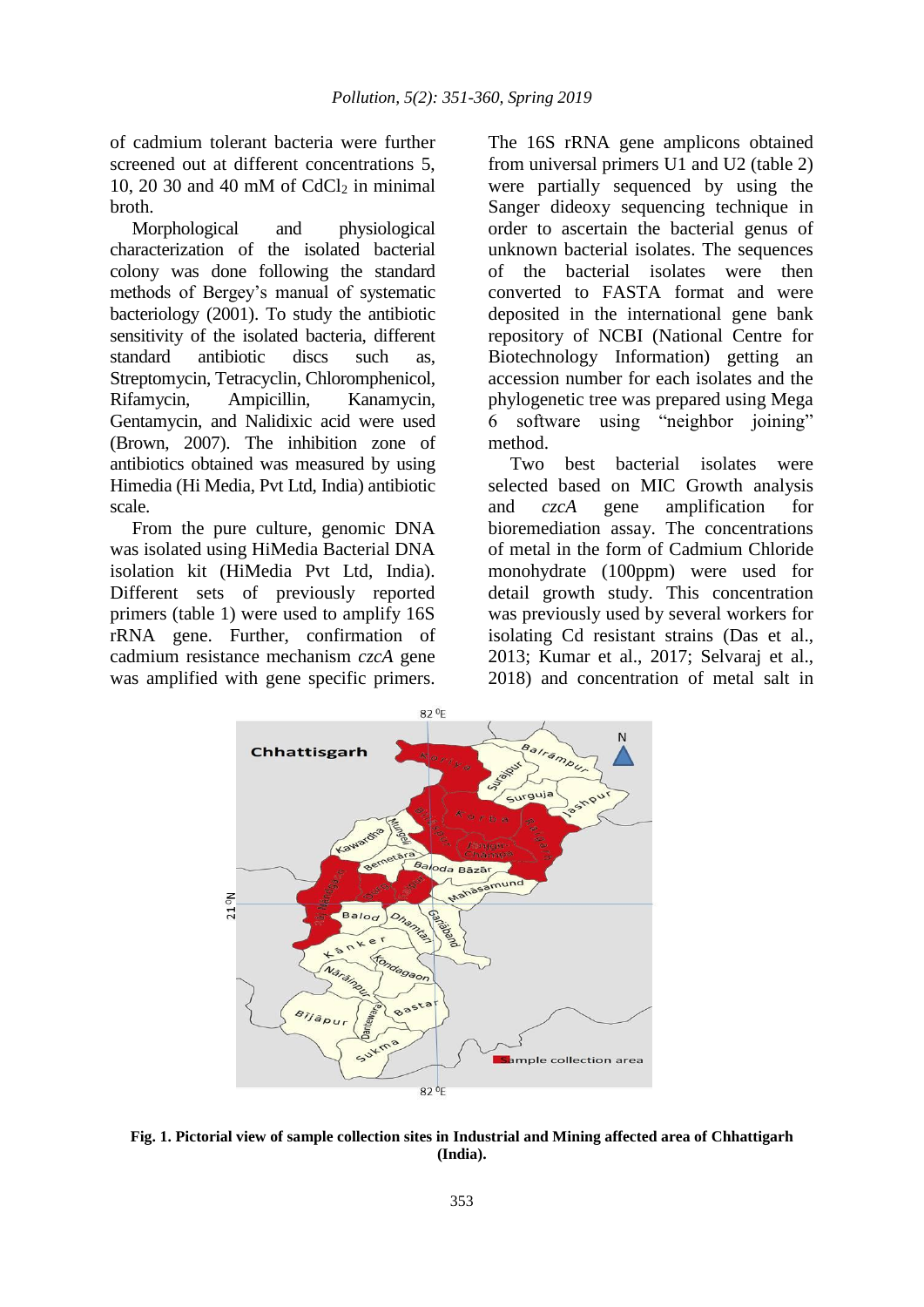of cadmium tolerant bacteria were further screened out at different concentrations 5, 10, 20 30 and 40 mM of $CdCl_2$ in minimal broth.

Morphological and physiological characterization of the isolated bacterial colony was done following the standard methods of Bergey's manual of systematic bacteriology (2001). To study the antibiotic sensitivity of the isolated bacteria, different standard antibiotic discs such as, Streptomycin, Tetracyclin, Chloromphenicol, Rifamycin, Ampicillin, Kanamycin, Gentamycin, and Nalidixic acid were used (Brown, 2007). The inhibition zone of antibiotics obtained was measured by using Himedia (Hi Media, Pvt Ltd, India) antibiotic scale.

From the pure culture, genomic DNA was isolated using HiMedia Bacterial DNA isolation kit (HiMedia Pvt Ltd, India). Different sets of previously reported primers (table 1) were used to amplify 16S rRNA gene. Further, confirmation of cadmium resistance mechanism *czcA* gene was amplified with gene specific primers. The 16S rRNA gene amplicons obtained from universal primers U1 and U2 (table 2) were partially sequenced by using the Sanger dideoxy sequencing technique in order to ascertain the bacterial genus of unknown bacterial isolates. The sequences of the bacterial isolates were then converted to FASTA format and were deposited in the international gene bank repository of NCBI (National Centre for Biotechnology Information) getting an accession number for each isolates and the phylogenetic tree was prepared using Mega 6 software using "neighbor joining" method.

Two best bacterial isolates were selected based on MIC Growth analysis and *czcA* gene amplification for bioremediation assay. The concentrations of metal in the form of Cadmium Chloride monohydrate (100ppm) were used for detail growth study. This concentration was previously used by several workers for isolating Cd resistant strains (Das et al., 2013; Kumar et al., 2017; Selvaraj et al., 2018) and concentration of metal salt in

**Fig. 1. Pictorial view of sample collection sites in Industrial and Mining affected area of Chhattigarh (India).**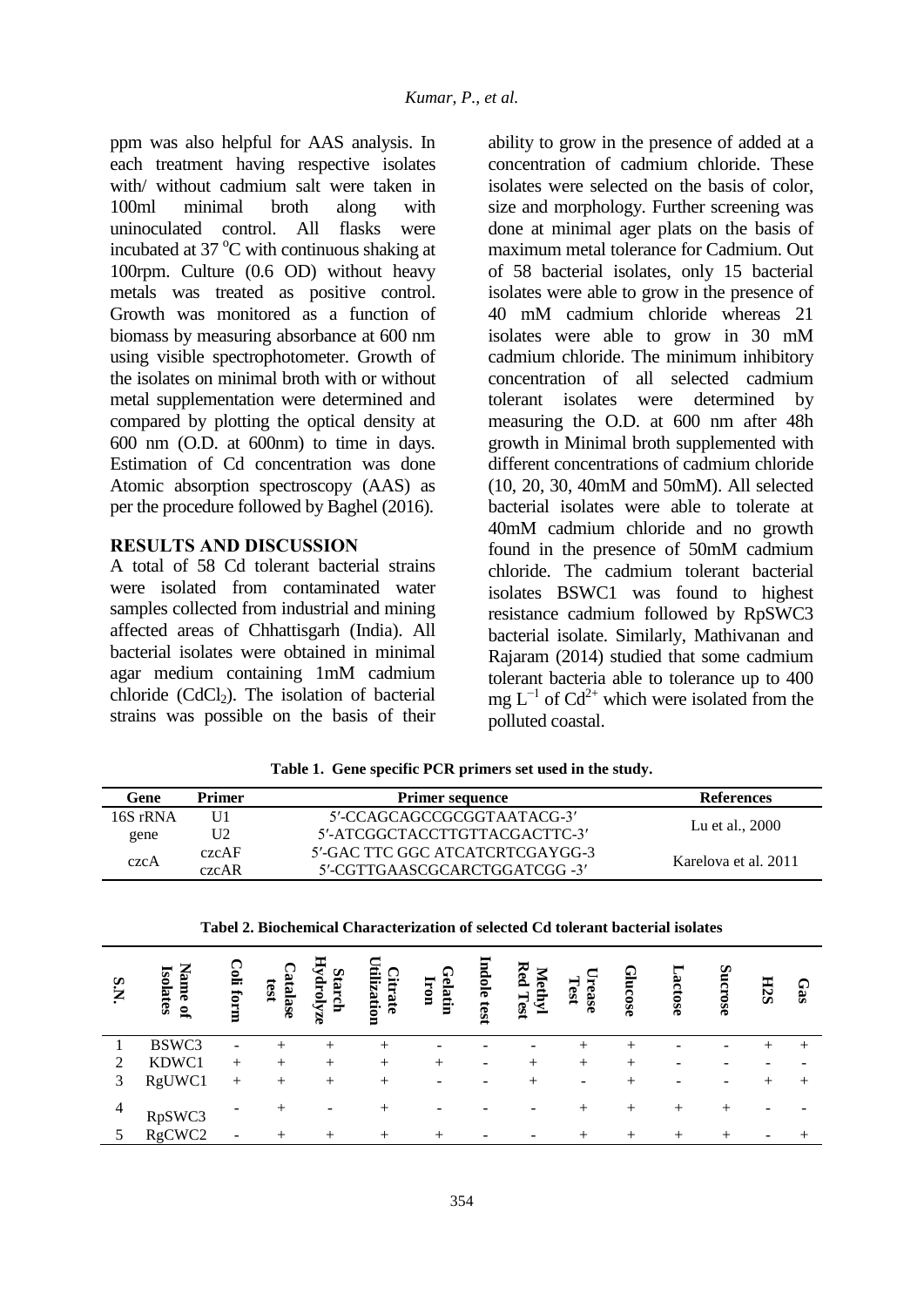ppm was also helpful for AAS analysis. In each treatment having respective isolates with/ without cadmium salt were taken in 100ml minimal broth along with uninoculated control. All flasks were incubated at 37 °C with continuous shaking at 100rpm. Culture (0.6 OD) without heavy metals was treated as positive control. Growth was monitored as a function of biomass by measuring absorbance at 600 nm using visible spectrophotometer. Growth of the isolates on minimal broth with or without metal supplementation were determined and compared by plotting the optical density at 600 nm (O.D. at 600nm) to time in days. Estimation of Cd concentration was done Atomic absorption spectroscopy (AAS) as per the procedure followed by Baghel (2016).

## RESULTS AND DISCUSSION

A total of 58 Cd tolerant bacterial strains were isolated from contaminated water samples collected from industrial and mining affected areas of Chhattisgarh (India). All bacterial isolates were obtained in minimal agar medium containing 1mM cadmium chloride ($CdCl_2$). The isolation of bacterial strains was possible on the basis of their ability to grow in the presence of added at a concentration of cadmium chloride. These isolates were selected on the basis of color, size and morphology. Further screening was done at minimal ager plats on the basis of maximum metal tolerance for Cadmium. Out of 58 bacterial isolates, only 15 bacterial isolates were able to grow in the presence of 40 mM cadmium chloride whereas 21 isolates were able to grow in 30 mM cadmium chloride. The minimum inhibitory concentration of all selected cadmium tolerant isolates were determined by measuring the O.D. at 600 nm after 48h growth in Minimal broth supplemented with different concentrations of cadmium chloride (10, 20, 30, 40mM and 50mM). All selected bacterial isolates were able to tolerate at 40mM cadmium chloride and no growth found in the presence of 50mM cadmium chloride. The cadmium tolerant bacterial isolates BSWC1 was found to highest resistance cadmium followed by RpSWC3 bacterial isolate. Similarly, Mathivanan and Rajaram (2014) studied that some cadmium tolerant bacteria able to tolerance up to 400 mg $L^{-1}$ of $Cd^{2+}$ which were isolated from the polluted coastal.

**Table 1. Gene specific PCR primers set used in the study.**

| Gene | Primer | Primer sequence | References |
|---|---|---|---|
| 16S rRNA gene | U1 | 5′-CCAGCAGCCGCGGTAATACG-3′ | Lu et al., 2000 |
| | U2 | 5′-ATCGGCTACCTTGTTACGACTTC-3′ | |
| czcA | czcAF | 5′-GAC TTC GGC ATCATCRTCGAYGG-3 | Karelova et al. 2011 |
| | czcAR | 5′-CGTTGAASCGCARCTGGATCGG -3′ | |

**Tabel 2. Biochemical Characterization of selected Cd tolerant bacterial isolates**

| S.N. | Name of Isolates | Coli form | Catalase test | Starch Hydrolyze | Citrate Utilization | Gelatin Iron | Indole test | Methyl Red Test | Urease Test | Glucose | Lactose | Sucrose | H2S | Gas |
|---|---|---|---|---|---|---|---|---|---|---|---|---|---|---|
| 1 | BSWC3 | - | + | + | + | - | - | - | + | + | - | - | + | + |
| 2 | KDWC1 | + | + | + | + | + | - | + | + | + | - | - | - | - |
| 3 | RgUWC1 | + | + | + | + | - | - | + | - | + | - | - | + | + |
| 4 | RpSWC3 | - | + | - | + | - | - | - | + | + | + | + | - | - |
| 5 | RgCWC2 | - | + | + | + | + | - | - | + | + | + | + | - | + |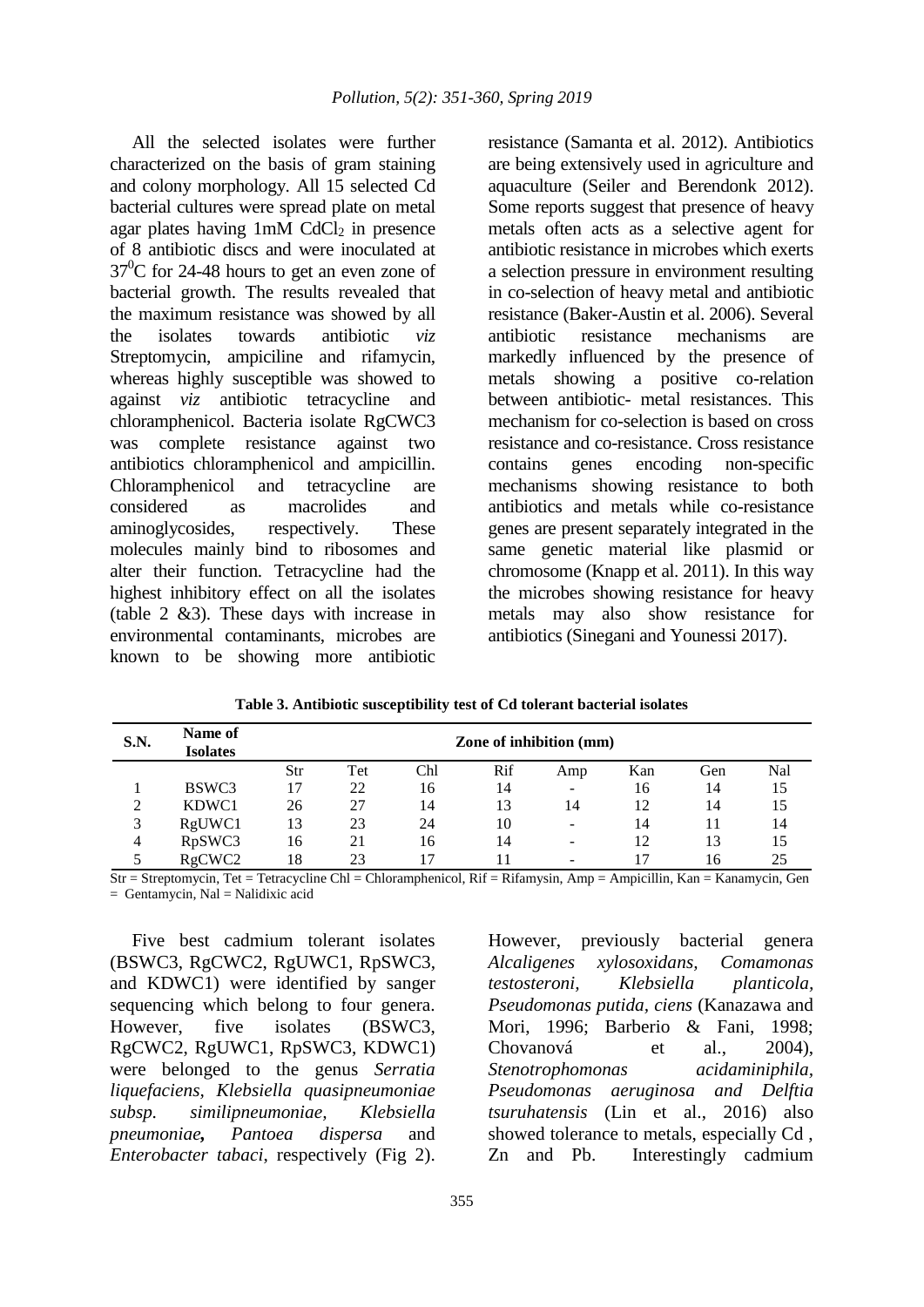All the selected isolates were further characterized on the basis of gram staining and colony morphology. All 15 selected Cd bacterial cultures were spread plate on metal agar plates having 1mM $CdCl_2$ in presence of 8 antibiotic discs and were inoculated at $37^0$C for 24-48 hours to get an even zone of bacterial growth. The results revealed that the maximum resistance was showed by all the isolates towards antibiotic *viz* Streptomycin, ampiciline and rifamycin, whereas highly susceptible was showed to against *viz* antibiotic tetracycline and chloramphenicol. Bacteria isolate RgCWC3 was complete resistance against two antibiotics chloramphenicol and ampicillin. Chloramphenicol and tetracycline are considered as macrolides and aminoglycosides, respectively. These molecules mainly bind to ribosomes and alter their function. Tetracycline had the highest inhibitory effect on all the isolates (table 2 &3). These days with increase in environmental contaminants, microbes are known to be showing more antibiotic resistance (Samanta et al. 2012). Antibiotics are being extensively used in agriculture and aquaculture (Seiler and Berendonk 2012). Some reports suggest that presence of heavy metals often acts as a selective agent for antibiotic resistance in microbes which exerts a selection pressure in environment resulting in co-selection of heavy metal and antibiotic resistance (Baker-Austin et al. 2006). Several antibiotic resistance mechanisms are markedly influenced by the presence of metals showing a positive co-relation between antibiotic- metal resistances. This mechanism for co-selection is based on cross resistance and co-resistance. Cross resistance contains genes encoding non-specific mechanisms showing resistance to both antibiotics and metals while co-resistance genes are present separately integrated in the same genetic material like plasmid or chromosome (Knapp et al. 2011). In this way the microbes showing resistance for heavy metals may also show resistance for antibiotics (Sinegani and Younessi 2017).

**Table 3. Antibiotic susceptibility test of Cd tolerant bacterial isolates**

| S.N. | Name of Isolates | Zone of inhibition (mm) | | | | | | | |
|---|---|---|---|---|---|---|---|---|---|
| | | Str | Tet | Chl | Rif | Amp | Kan | Gen | Nal |
| 1 | BSWC3 | 17 | 22 | 16 | 14 | - | 16 | 14 | 15 |
| 2 | KDWC1 | 26 | 27 | 14 | 13 | 14 | 12 | 14 | 15 |
| 3 | RgUWC1 | 13 | 23 | 24 | 10 | - | 14 | 11 | 14 |
| 4 | RpSWC3 | 16 | 21 | 16 | 14 | - | 12 | 13 | 15 |
| 5 | RgCWC2 | 18 | 23 | 17 | 11 | - | 17 | 16 | 25 |

Str = Streptomycin, Tet = Tetracycline Chl = Chloramphenicol, Rif = Rifamysin, Amp = Ampicillin, Kan = Kanamycin, Gen = Gentamycin, Nal = Nalidixic acid

Five best cadmium tolerant isolates (BSWC3, RgCWC2, RgUWC1, RpSWC3, and KDWC1) were identified by sanger sequencing which belong to four genera. However, five isolates (BSWC3, RgCWC2, RgUWC1, RpSWC3, KDWC1) were belonged to the genus *Serratia liquefaciens, Klebsiella quasipneumoniae subsp. similipneumoniae, Klebsiella pneumoniae***,** *Pantoea dispersa* and *Enterobacter tabaci*, respectively (Fig 2). However, previously bacterial genera *Alcaligenes xylosoxidans, Comamonas testosteroni, Klebsiella planticola, Pseudomonas putida, ciens* (Kanazawa and Mori, 1996; Barberio & Fani, 1998; Chovanová et al., 2004), *Stenotrophomonas acidaminiphila, Pseudomonas aeruginosa and Delftia tsuruhatensis* (Lin et al., 2016) also showed tolerance to metals, especially Cd , Zn and Pb. Interestingly cadmium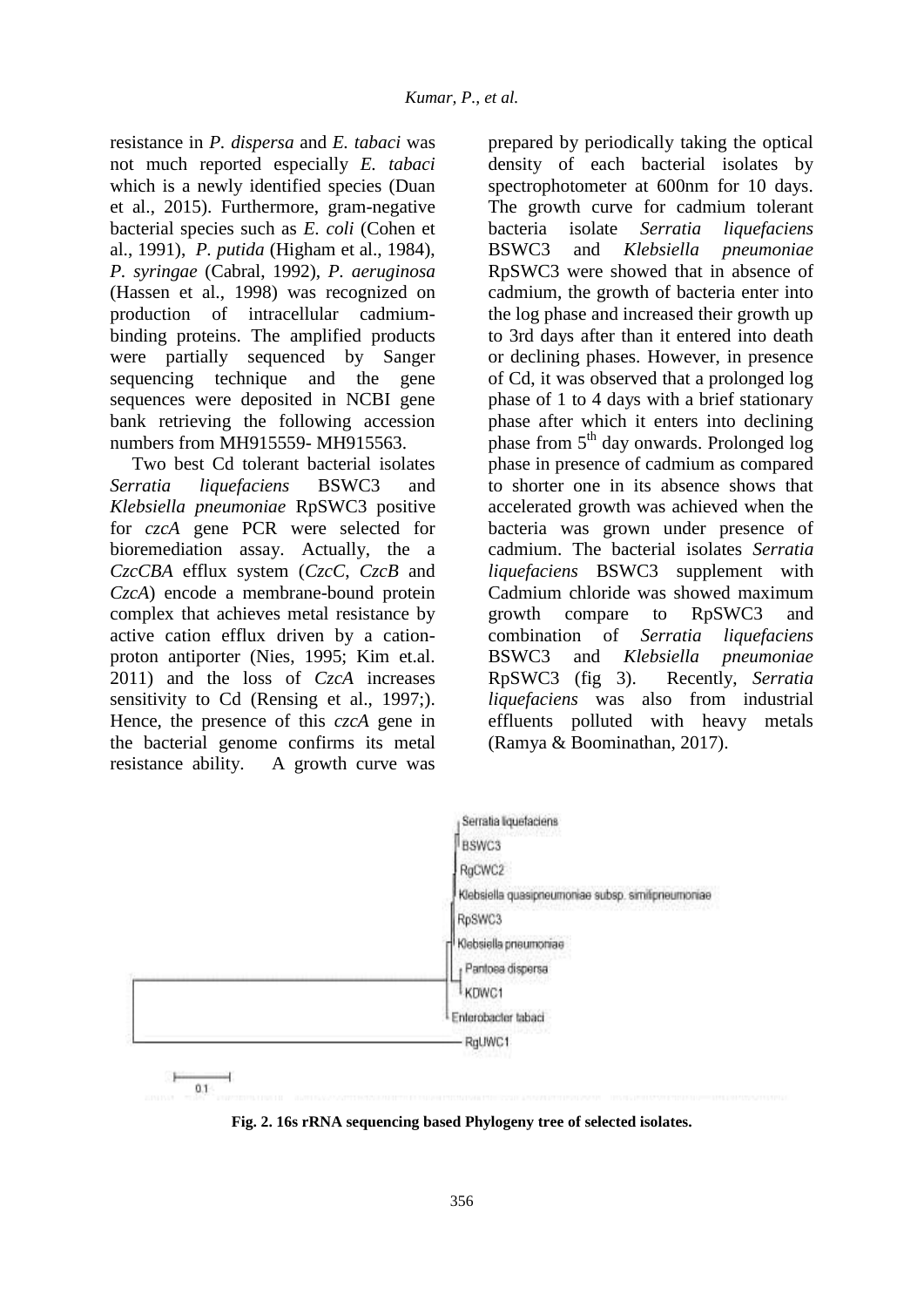resistance in *P. dispersa* and *E. tabaci* was not much reported especially *E. tabaci* which is a newly identified species (Duan et al., 2015). Furthermore, gram-negative bacterial species such as *E. coli* (Cohen et al., 1991), *P. putida* (Higham et al., 1984), *P. syringae* (Cabral, 1992), *P. aeruginosa* (Hassen et al., 1998) was recognized on production of intracellular cadmium-binding proteins. The amplified products were partially sequenced by Sanger sequencing technique and the gene sequences were deposited in NCBI gene bank retrieving the following accession numbers from MH915559- MH915563.

Two best Cd tolerant bacterial isolates *Serratia liquefaciens* BSWC3 and *Klebsiella pneumoniae* RpSWC3 positive for *czcA* gene PCR were selected for bioremediation assay. Actually, the a *CzcCBA* efflux system (*CzcC*, *CzcB* and *CzcA*) encode a membrane-bound protein complex that achieves metal resistance by active cation efflux driven by a cation-proton antiporter (Nies, 1995; Kim et.al. 2011) and the loss of *CzcA* increases sensitivity to Cd (Rensing et al., 1997;). Hence, the presence of this *czcA* gene in the bacterial genome confirms its metal resistance ability. A growth curve was prepared by periodically taking the optical density of each bacterial isolates by spectrophotometer at 600nm for 10 days. The growth curve for cadmium tolerant bacteria isolate *Serratia liquefaciens* BSWC3 and *Klebsiella pneumoniae* RpSWC3 were showed that in absence of cadmium, the growth of bacteria enter into the log phase and increased their growth up to 3rd days after than it entered into death or declining phases. However, in presence of Cd, it was observed that a prolonged log phase of 1 to 4 days with a brief stationary phase after which it enters into declining phase from 5[th] day onwards. Prolonged log phase in presence of cadmium as compared to shorter one in its absence shows that accelerated growth was achieved when the bacteria was grown under presence of cadmium. The bacterial isolates *Serratia liquefaciens* BSWC3 supplement with Cadmium chloride was showed maximum growth compare to RpSWC3 and combination of *Serratia liquefaciens* BSWC3 and *Klebsiella pneumoniae* RpSWC3 (fig 3). Recently, *Serratia liquefaciens* was also from industrial effluents polluted with heavy metals (Ramya & Boominathan, 2017).

**Fig. 2. 16s rRNA sequencing based Phylogeny tree of selected isolates.**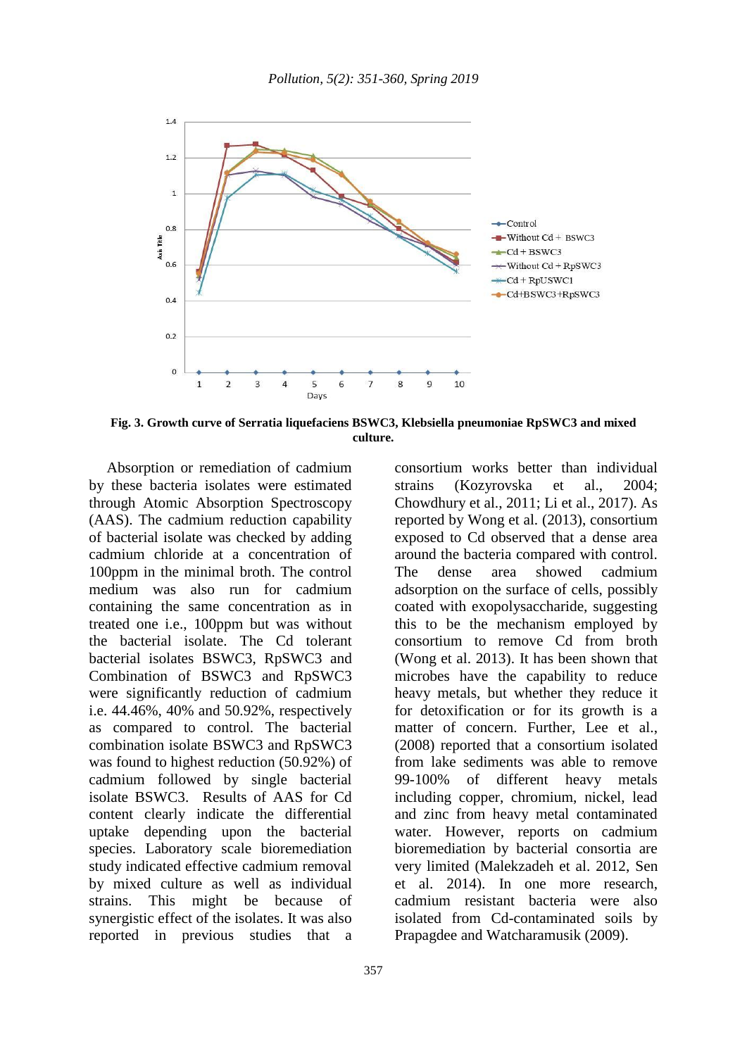**Fig. 3. Growth curve of Serratia liquefaciens BSWC3, Klebsiella pneumoniae RpSWC3 and mixed culture.**

Absorption or remediation of cadmium by these bacteria isolates were estimated through Atomic Absorption Spectroscopy (AAS). The cadmium reduction capability of bacterial isolate was checked by adding cadmium chloride at a concentration of 100ppm in the minimal broth. The control medium was also run for cadmium containing the same concentration as in treated one i.e., 100ppm but was without the bacterial isolate. The Cd tolerant bacterial isolates BSWC3, RpSWC3 and Combination of BSWC3 and RpSWC3 were significantly reduction of cadmium i.e. 44.46%, 40% and 50.92%, respectively as compared to control. The bacterial combination isolate BSWC3 and RpSWC3 was found to highest reduction (50.92%) of cadmium followed by single bacterial isolate BSWC3. Results of AAS for Cd content clearly indicate the differential uptake depending upon the bacterial species. Laboratory scale bioremediation study indicated effective cadmium removal by mixed culture as well as individual strains. This might be because of synergistic effect of the isolates. It was also reported in previous studies that a consortium works better than individual strains (Kozyrovska et al., 2004; Chowdhury et al., 2011; Li et al., 2017). As reported by Wong et al. (2013), consortium exposed to Cd observed that a dense area around the bacteria compared with control. The dense area showed cadmium adsorption on the surface of cells, possibly coated with exopolysaccharide, suggesting this to be the mechanism employed by consortium to remove Cd from broth (Wong et al. 2013). It has been shown that microbes have the capability to reduce heavy metals, but whether they reduce it for detoxification or for its growth is a matter of concern. Further, Lee et al., (2008) reported that a consortium isolated from lake sediments was able to remove 99-100% of different heavy metals including copper, chromium, nickel, lead and zinc from heavy metal contaminated water. However, reports on cadmium bioremediation by bacterial consortia are very limited (Malekzadeh et al. 2012, Sen et al. 2014). In one more research, cadmium resistant bacteria were also isolated from Cd-contaminated soils by Prapagdee and Watcharamusik (2009).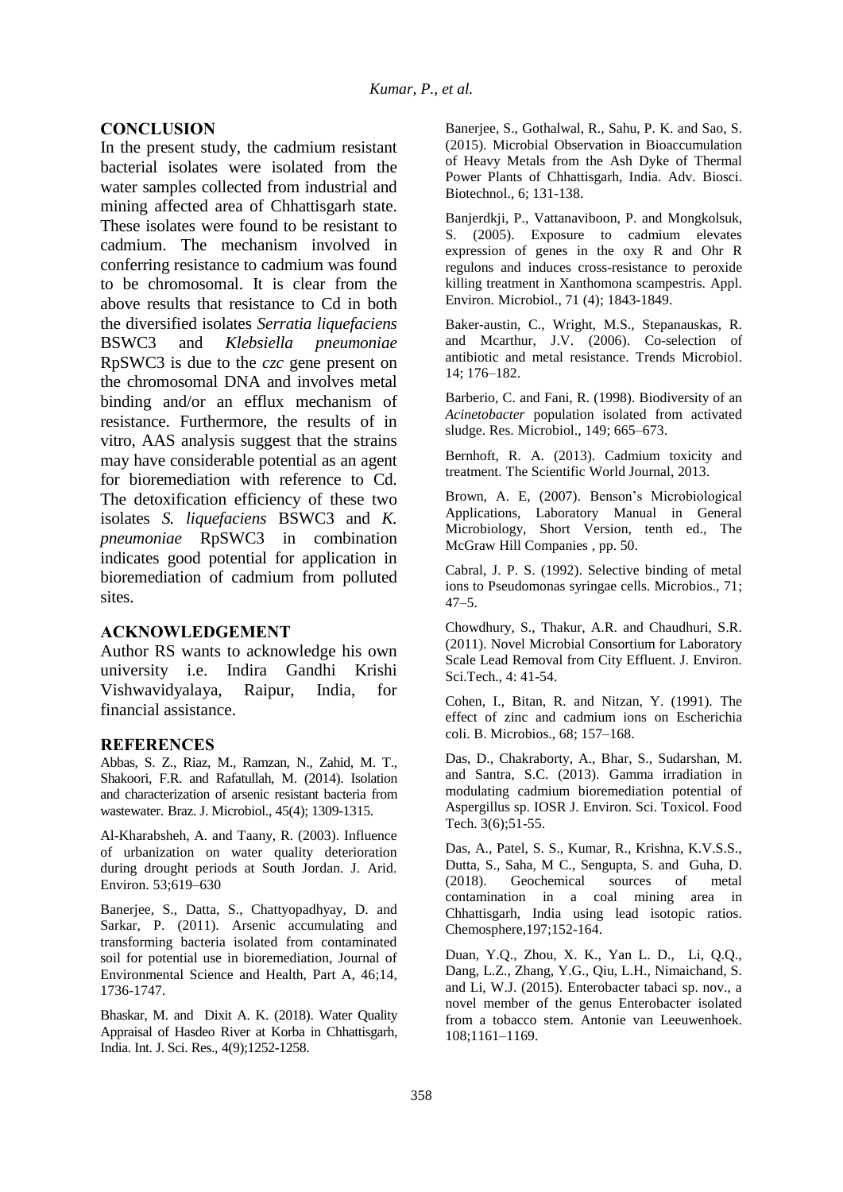## CONCLUSION

In the present study, the cadmium resistant bacterial isolates were isolated from the water samples collected from industrial and mining affected area of Chhattisgarh state. These isolates were found to be resistant to cadmium. The mechanism involved in conferring resistance to cadmium was found to be chromosomal. It is clear from the above results that resistance to Cd in both the diversified isolates *Serratia liquefaciens* BSWC3 and *Klebsiella pneumoniae* RpSWC3 is due to the *czc* gene present on the chromosomal DNA and involves metal binding and/or an efflux mechanism of resistance. Furthermore, the results of in vitro, AAS analysis suggest that the strains may have considerable potential as an agent for bioremediation with reference to Cd. The detoxification efficiency of these two isolates *S. liquefaciens* BSWC3 and *K. pneumoniae* RpSWC3 in combination indicates good potential for application in bioremediation of cadmium from polluted sites.

## ACKNOWLEDGEMENT

Author RS wants to acknowledge his own university i.e. Indira Gandhi Krishi Vishwavidyalaya, Raipur, India, for financial assistance.

## REFERENCES

Abbas, S. Z., Riaz, M., Ramzan, N., Zahid, M. T., Shakoori, F.R. and Rafatullah, M. (2014). Isolation and characterization of arsenic resistant bacteria from wastewater. Braz. J. Microbiol., 45(4); 1309-1315.

Al-Kharabsheh, A. and Taany, R. (2003). Influence of urbanization on water quality deterioration during drought periods at South Jordan. J. Arid. Environ. 53;619–630

Banerjee, S., Datta, S., Chattyopadhyay, D. and Sarkar, P. (2011). Arsenic accumulating and transforming bacteria isolated from contaminated soil for potential use in bioremediation, Journal of Environmental Science and Health, Part A, 46;14, 1736-1747.

Bhaskar, M. and Dixit A. K. (2018). Water Quality Appraisal of Hasdeo River at Korba in Chhattisgarh, India. Int. J. Sci. Res., 4(9);1252-1258.

Banerjee, S., Gothalwal, R., Sahu, P. K. and Sao, S. (2015). Microbial Observation in Bioaccumulation of Heavy Metals from the Ash Dyke of Thermal Power Plants of Chhattisgarh, India. Adv. Biosci. Biotechnol., 6; 131-138.

Banjerdkji, P., Vattanaviboon, P. and Mongkolsuk, S. (2005). Exposure to cadmium elevates expression of genes in the oxy R and Ohr R regulons and induces cross-resistance to peroxide killing treatment in Xanthomona scampestris. Appl. Environ. Microbiol., 71 (4); 1843-1849.

Baker-austin, C., Wright, M.S., Stepanauskas, R. and Mcarthur, J.V. (2006). Co-selection of antibiotic and metal resistance. Trends Microbiol. 14; 176–182.

Barberio, C. and Fani, R. (1998). Biodiversity of an *Acinetobacter* population isolated from activated sludge. Res. Microbiol., 149; 665–673.

Bernhoft, R. A. (2013). Cadmium toxicity and treatment. The Scientific World Journal, 2013.

Brown, A. E, (2007). Benson's Microbiological Applications, Laboratory Manual in General Microbiology, Short Version, tenth ed., The McGraw Hill Companies , pp. 50.

Cabral, J. P. S. (1992). Selective binding of metal ions to Pseudomonas syringae cells. Microbios., 71; 47–5.

Chowdhury, S., Thakur, A.R. and Chaudhuri, S.R. (2011). Novel Microbial Consortium for Laboratory Scale Lead Removal from City Effluent. J. Environ. Sci.Tech., 4: 41-54.

Cohen, I., Bitan, R. and Nitzan, Y. (1991). The effect of zinc and cadmium ions on Escherichia coli. B. Microbios., 68; 157–168.

Das, D., Chakraborty, A., Bhar, S., Sudarshan, M. and Santra, S.C. (2013). Gamma irradiation in modulating cadmium bioremediation potential of Aspergillus sp. IOSR J. Environ. Sci. Toxicol. Food Tech. 3(6);51-55.

Das, A., Patel, S. S., Kumar, R., Krishna, K.V.S.S., Dutta, S., Saha, M C., Sengupta, S. and Guha, D. (2018). Geochemical sources of metal contamination in a coal mining area in Chhattisgarh, India using lead isotopic ratios. Chemosphere,197;152-164.

Duan, Y.Q., Zhou, X. K., Yan L. D., Li, Q.Q., Dang, L.Z., Zhang, Y.G., Qiu, L.H., Nimaichand, S. and Li, W.J. (2015). Enterobacter tabaci sp. nov., a novel member of the genus Enterobacter isolated from a tobacco stem. Antonie van Leeuwenhoek. 108;1161–1169.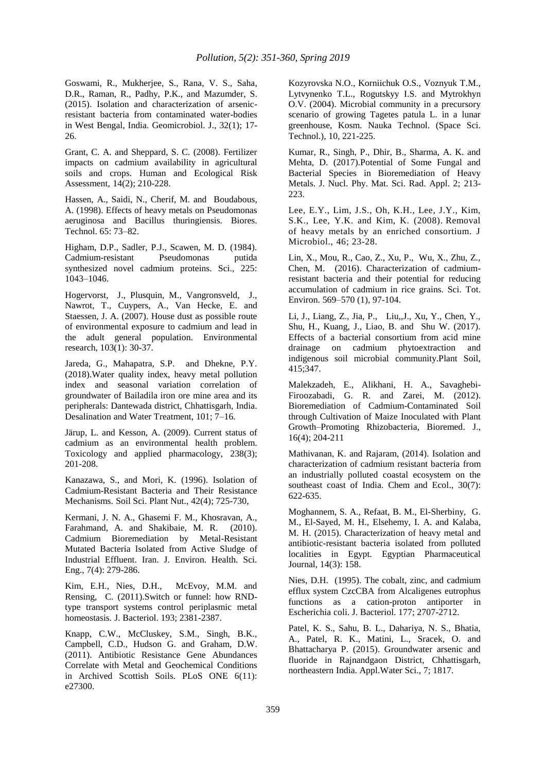Goswami, R., Mukherjee, S., Rana, V. S., Saha, D.R., Raman, R., Padhy, P.K., and Mazumder, S. (2015). Isolation and characterization of arsenic-resistant bacteria from contaminated water-bodies in West Bengal, India. Geomicrobiol. J., 32(1); 17-26.

Grant, C. A. and Sheppard, S. C. (2008). Fertilizer impacts on cadmium availability in agricultural soils and crops. Human and Ecological Risk Assessment, 14(2); 210-228.

Hassen, A., Saidi, N., Cherif, M. and Boudabous, A. (1998). Effects of heavy metals on Pseudomonas aeruginosa and Bacillus thuringiensis. Biores. Technol. 65: 73–82.

Higham, D.P., Sadler, P.J., Scawen, M. D. (1984). Cadmium-resistant Pseudomonas putida synthesized novel cadmium proteins. Sci., 225: 1043–1046.

Hogervorst, J., Plusquin, M., Vangronsveld, J., Nawrot, T., Cuypers, A., Van Hecke, E. and Staessen, J. A. (2007). House dust as possible route of environmental exposure to cadmium and lead in the adult general population. Environmental research, 103(1): 30-37.

Jareda, G., Mahapatra, S.P. and Dhekne, P.Y. (2018).Water quality index, heavy metal pollution index and seasonal variation correlation of groundwater of Bailadila iron ore mine area and its peripherals: Dantewada district, Chhattisgarh, India. Desalination and Water Treatment, 101; 7–16.

Järup, L. and Kesson, A. (2009). Current status of cadmium as an environmental health problem. Toxicology and applied pharmacology, 238(3); 201-208.

Kanazawa, S., and Mori, K. (1996). Isolation of Cadmium-Resistant Bacteria and Their Resistance Mechanisms. Soil Sci. Plant Nut., 42(4); 725-730,

Kermani, J. N. A., Ghasemi F. M., Khosravan, A., Farahmand, A. and Shakibaie, M. R. (2010). Cadmium Bioremediation by Metal-Resistant Mutated Bacteria Isolated from Active Sludge of Industrial Effluent. Iran. J. Environ. Health. Sci. Eng., 7(4): 279-286.

Kim, E.H., Nies, D.H., McEvoy, M.M. and Rensing, C. (2011).Switch or funnel: how RND-type transport systems control periplasmic metal homeostasis. J. Bacteriol. 193; 2381-2387.

Knapp, C.W., McCluskey, S.M., Singh, B.K., Campbell, C.D., Hudson G. and Graham, D.W. (2011). Antibiotic Resistance Gene Abundances Correlate with Metal and Geochemical Conditions in Archived Scottish Soils. PLoS ONE 6(11): e27300.

Kozyrovska N.O., Korniichuk O.S., Voznyuk T.M., Lytvynenko T.L., Rogutskyy I.S. and Mytrokhyn O.V. (2004). Microbial community in a precursory scenario of growing Tagetes patula L. in a lunar greenhouse, Kosm. Nauka Technol. (Space Sci. Technol.), 10, 221-225.

Kumar, R., Singh, P., Dhir, B., Sharma, A. K. and Mehta, D. (2017).Potential of Some Fungal and Bacterial Species in Bioremediation of Heavy Metals. J. Nucl. Phy. Mat. Sci. Rad. Appl. 2; 213-223.

Lee, E.Y., Lim, J.S., Oh, K.H., Lee, J.Y., Kim, S.K., Lee, Y.K. and Kim, K. (2008). Removal of heavy metals by an enriched consortium. J Microbiol., 46; 23-28.

Lin, X., Mou, R., Cao, Z., Xu, P., Wu, X., Zhu, Z., Chen, M. (2016). Characterization of cadmium-resistant bacteria and their potential for reducing accumulation of cadmium in rice grains. Sci. Tot. Environ. 569–570 (1), 97-104.

Li, J., Liang, Z., Jia, P., Liu,,J., Xu, Y., Chen, Y., Shu, H., Kuang, J., Liao, B. and Shu W. (2017). Effects of a bacterial consortium from acid mine drainage on cadmium phytoextraction and indigenous soil microbial community.Plant Soil, 415;347.

Malekzadeh, E., Alikhani, H. A., Savaghebi-Firoozabadi, G. R. and Zarei, M. (2012). Bioremediation of Cadmium-Contaminated Soil through Cultivation of Maize Inoculated with Plant Growth–Promoting Rhizobacteria, Bioremed. J., 16(4); 204-211

Mathivanan, K. and Rajaram, (2014). Isolation and characterization of cadmium resistant bacteria from an industrially polluted coastal ecosystem on the southeast coast of India. Chem and Ecol., 30(7): 622-635.

Moghannem, S. A., Refaat, B. M., El-Sherbiny, G. M., El-Sayed, M. H., Elsehemy, I. A. and Kalaba, M. H. (2015). Characterization of heavy metal and antibiotic-resistant bacteria isolated from polluted localities in Egypt. Egyptian Pharmaceutical Journal, 14(3): 158.

Nies, D.H. (1995). The cobalt, zinc, and cadmium efflux system CzcCBA from Alcaligenes eutrophus functions as a cation-proton antiporter in Escherichia coli. J. Bacteriol. 177; 2707-2712.

Patel, K. S., Sahu, B. L., Dahariya, N. S., Bhatia, A., Patel, R. K., Matini, L., Sracek, O. and Bhattacharya P. (2015). Groundwater arsenic and fluoride in Rajnandgaon District, Chhattisgarh, northeastern India. Appl.Water Sci., 7; 1817.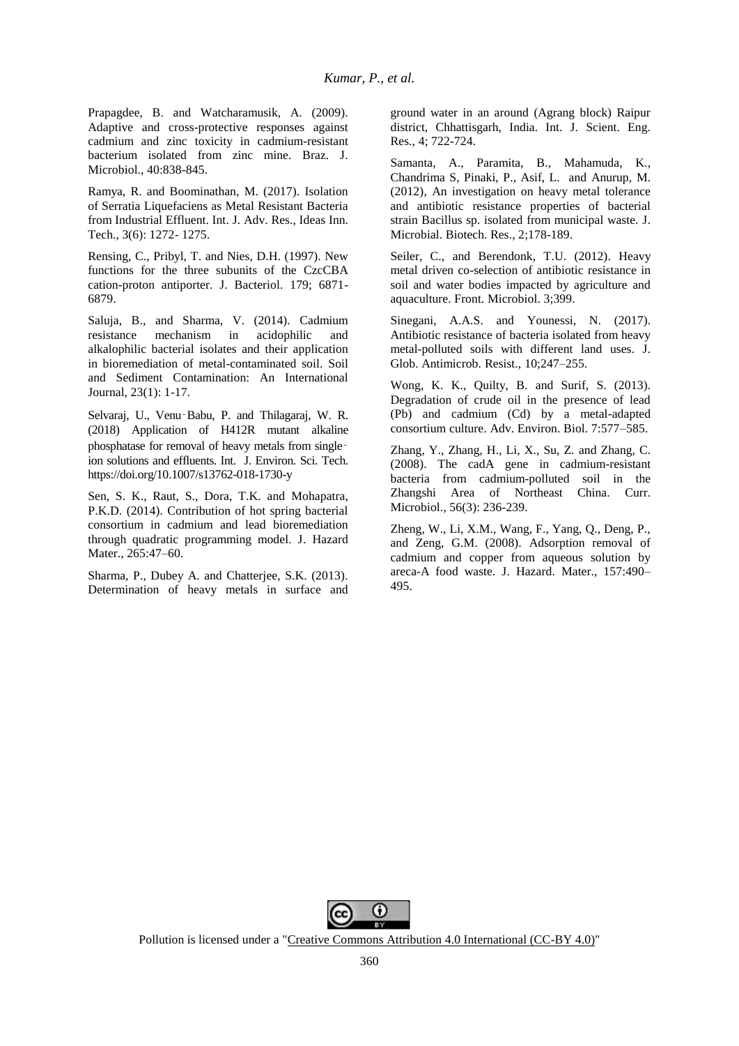Prapagdee, B. and Watcharamusik, A. (2009). Adaptive and cross-protective responses against cadmium and zinc toxicity in cadmium-resistant bacterium isolated from zinc mine. Braz. J. Microbiol., 40:838-845.

Ramya, R. and Boominathan, M. (2017). Isolation of Serratia Liquefaciens as Metal Resistant Bacteria from Industrial Effluent. Int. J. Adv. Res., Ideas Inn. Tech., 3(6): 1272- 1275.

Rensing, C., Pribyl, T. and Nies, D.H. (1997). New functions for the three subunits of the CzcCBA cation-proton antiporter. J. Bacteriol. 179; 6871-6879.

Saluja, B., and Sharma, V. (2014). Cadmium resistance mechanism in acidophilic and alkalophilic bacterial isolates and their application in bioremediation of metal-contaminated soil. Soil and Sediment Contamination: An International Journal, 23(1): 1-17.

Selvaraj, U., Venu‑Babu, P. and Thilagaraj, W. R. (2018) Application of H412R mutant alkaline phosphatase for removal of heavy metals from single‑ion solutions and effluents. Int. J. Environ. Sci. Tech. https://doi.org/10.1007/s13762-018-1730-y

Sen, S. K., Raut, S., Dora, T.K. and Mohapatra, P.K.D. (2014). Contribution of hot spring bacterial consortium in cadmium and lead bioremediation through quadratic programming model. J. Hazard Mater., 265:47–60.

Sharma, P., Dubey A. and Chatterjee, S.K. (2013). Determination of heavy metals in surface and ground water in an around (Agrang block) Raipur district, Chhattisgarh, India. Int. J. Scient. Eng. Res., 4; 722-724.

Samanta, A., Paramita, B., Mahamuda, K., Chandrima S, Pinaki, P., Asif, L. and Anurup, M. (2012), An investigation on heavy metal tolerance and antibiotic resistance properties of bacterial strain Bacillus sp. isolated from municipal waste. J. Microbial. Biotech. Res., 2;178-189.

Seiler, C., and Berendonk, T.U. (2012). Heavy metal driven co-selection of antibiotic resistance in soil and water bodies impacted by agriculture and aquaculture. Front. Microbiol. 3;399.

Sinegani, A.A.S. and Younessi, N. (2017). Antibiotic resistance of bacteria isolated from heavy metal-polluted soils with different land uses. J. Glob. Antimicrob. Resist., 10;247–255.

Wong, K. K., Quilty, B. and Surif, S. (2013). Degradation of crude oil in the presence of lead (Pb) and cadmium (Cd) by a metal-adapted consortium culture. Adv. Environ. Biol. 7:577–585.

Zhang, Y., Zhang, H., Li, X., Su, Z. and Zhang, C. (2008). The cadA gene in cadmium-resistant bacteria from cadmium-polluted soil in the Zhangshi Area of Northeast China. Curr. Microbiol., 56(3): 236-239.

Zheng, W., Li, X.M., Wang, F., Yang, Q., Deng, P., and Zeng, G.M. (2008). Adsorption removal of cadmium and copper from aqueous solution by areca-A food waste. J. Hazard. Mater., 157:490–495.

Pollution is licensed under a "Creative Commons Attribution 4.0 International (CC-BY 4.0)"